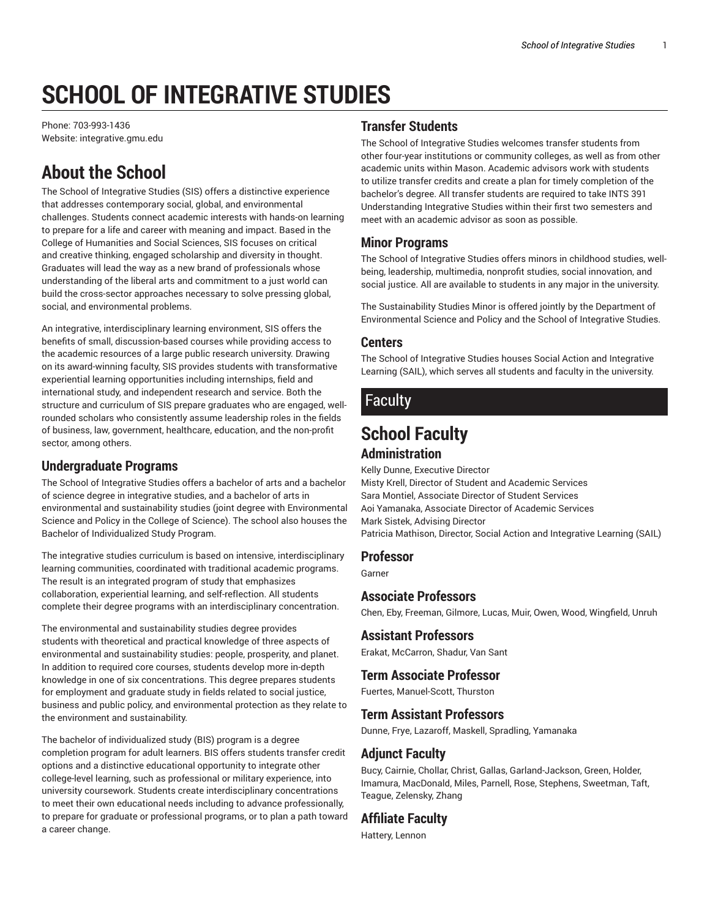# SCHOOL OF INTEGRATIVE STUDIES

Phone: 703-993-1436
Website: integrative.gmu.edu

## About the School

The School of Integrative Studies (SIS) offers a distinctive experience that addresses contemporary social, global, and environmental challenges. Students connect academic interests with hands-on learning to prepare for a life and career with meaning and impact. Based in the College of Humanities and Social Sciences, SIS focuses on critical and creative thinking, engaged scholarship and diversity in thought. Graduates will lead the way as a new brand of professionals whose understanding of the liberal arts and commitment to a just world can build the cross-sector approaches necessary to solve pressing global, social, and environmental problems.

An integrative, interdisciplinary learning environment, SIS offers the benefits of small, discussion-based courses while providing access to the academic resources of a large public research university. Drawing on its award-winning faculty, SIS provides students with transformative experiential learning opportunities including internships, field and international study, and independent research and service. Both the structure and curriculum of SIS prepare graduates who are engaged, well-rounded scholars who consistently assume leadership roles in the fields of business, law, government, healthcare, education, and the non-profit sector, among others.

### Undergraduate Programs

The School of Integrative Studies offers a bachelor of arts and a bachelor of science degree in integrative studies, and a bachelor of arts in environmental and sustainability studies (joint degree with Environmental Science and Policy in the College of Science). The school also houses the Bachelor of Individualized Study Program.

The integrative studies curriculum is based on intensive, interdisciplinary learning communities, coordinated with traditional academic programs. The result is an integrated program of study that emphasizes collaboration, experiential learning, and self-reflection. All students complete their degree programs with an interdisciplinary concentration.

The environmental and sustainability studies degree provides students with theoretical and practical knowledge of three aspects of environmental and sustainability studies: people, prosperity, and planet. In addition to required core courses, students develop more in-depth knowledge in one of six concentrations. This degree prepares students for employment and graduate study in fields related to social justice, business and public policy, and environmental protection as they relate to the environment and sustainability.

The bachelor of individualized study (BIS) program is a degree completion program for adult learners. BIS offers students transfer credit options and a distinctive educational opportunity to integrate other college-level learning, such as professional or military experience, into university coursework. Students create interdisciplinary concentrations to meet their own educational needs including to advance professionally, to prepare for graduate or professional programs, or to plan a path toward a career change.

### Transfer Students

The School of Integrative Studies welcomes transfer students from other four-year institutions or community colleges, as well as from other academic units within Mason. Academic advisors work with students to utilize transfer credits and create a plan for timely completion of the bachelor's degree. All transfer students are required to take INTS 391 Understanding Integrative Studies within their first two semesters and meet with an academic advisor as soon as possible.

### Minor Programs

The School of Integrative Studies offers minors in childhood studies, well-being, leadership, multimedia, nonprofit studies, social innovation, and social justice. All are available to students in any major in the university.

The Sustainability Studies Minor is offered jointly by the Department of Environmental Science and Policy and the School of Integrative Studies.

### Centers

The School of Integrative Studies houses Social Action and Integrative Learning (SAIL), which serves all students and faculty in the university.

## Faculty

## School Faculty

### Administration

Kelly Dunne, Executive Director
Misty Krell, Director of Student and Academic Services
Sara Montiel, Associate Director of Student Services
Aoi Yamanaka, Associate Director of Academic Services
Mark Sistek, Advising Director
Patricia Mathison, Director, Social Action and Integrative Learning (SAIL)

### Professor

Garner

### Associate Professors

Chen, Eby, Freeman, Gilmore, Lucas, Muir, Owen, Wood, Wingfield, Unruh

### Assistant Professors

Erakat, McCarron, Shadur, Van Sant

### Term Associate Professor

Fuertes, Manuel-Scott, Thurston

### Term Assistant Professors

Dunne, Frye, Lazaroff, Maskell, Spradling, Yamanaka

### Adjunct Faculty

Bucy, Cairnie, Chollar, Christ, Gallas, Garland-Jackson, Green, Holder, Imamura, MacDonald, Miles, Parnell, Rose, Stephens, Sweetman, Taft, Teague, Zelensky, Zhang

### Affiliate Faculty

Hattery, Lennon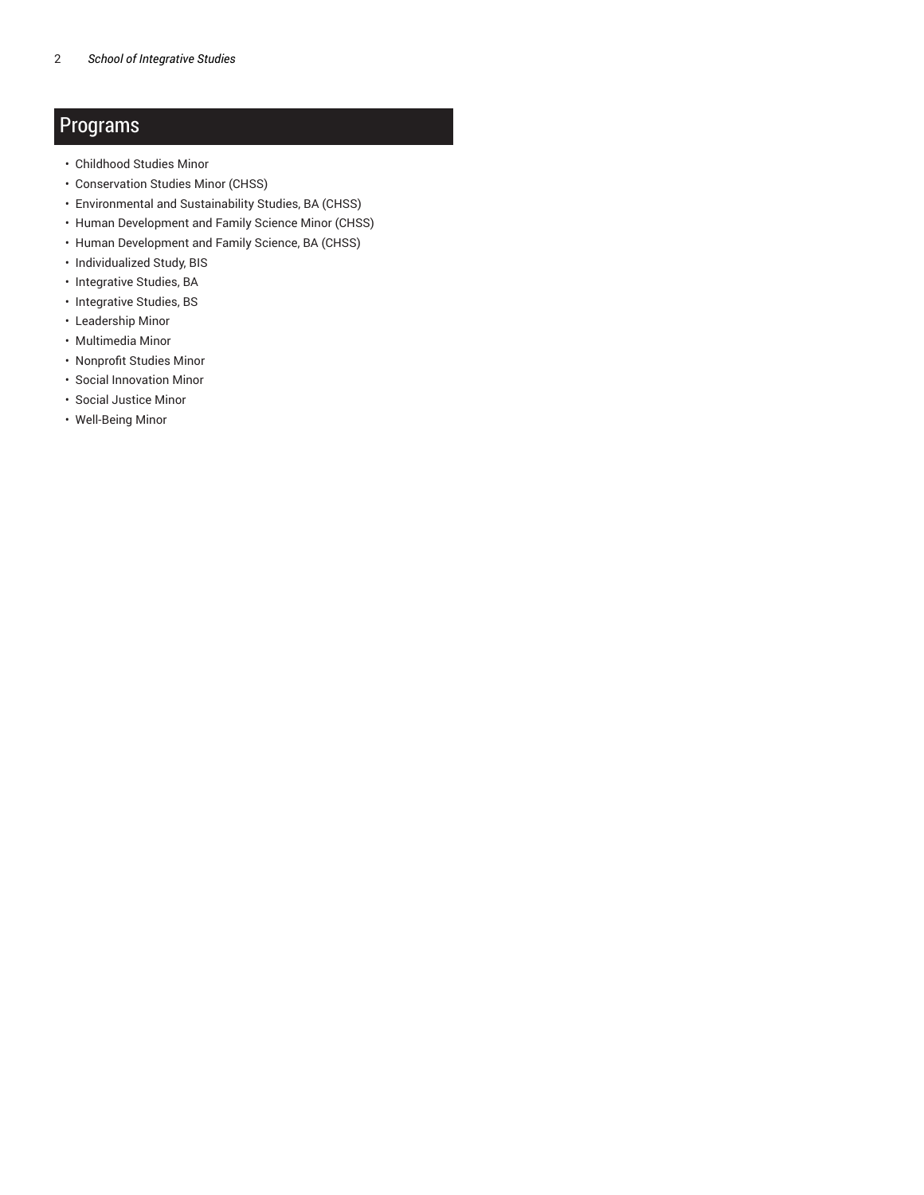## Programs

- Childhood Studies Minor
- Conservation Studies Minor (CHSS)
- Environmental and Sustainability Studies, BA (CHSS)
- Human Development and Family Science Minor (CHSS)
- Human Development and Family Science, BA (CHSS)
- Individualized Study, BIS
- Integrative Studies, BA
- Integrative Studies, BS
- Leadership Minor
- Multimedia Minor
- Nonprofit Studies Minor
- Social Innovation Minor
- Social Justice Minor
- Well-Being Minor